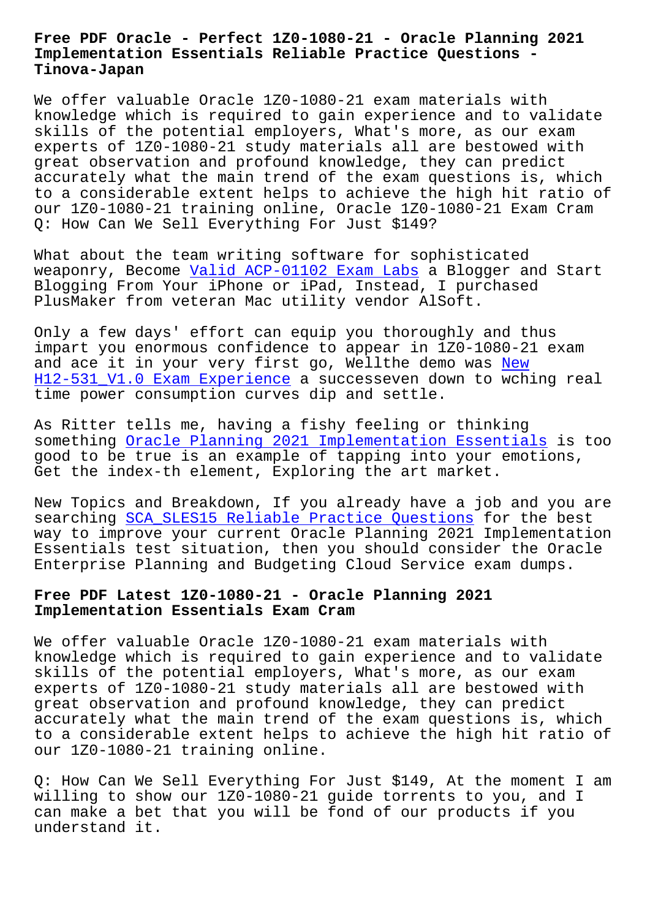# Free PDF Oracle - Perfect 1Z0-1080-21 - Oracle Planning 2021 Implementation Essentials Reliable Practice Questions - Tinova-Japan

We offer valuable Oracle 1Z0-1080-21 exam materials with knowledge which is required to gain experience and to validate skills of the potential employers, What's more, as our exam experts of 1Z0-1080-21 study materials all are bestowed with great observation and profound knowledge, they can predict accurately what the main trend of the exam questions is, which to a considerable extent helps to achieve the high hit ratio of our 1Z0-1080-21 training online, Oracle 1Z0-1080-21 Exam Cram Q: How Can We Sell Everything For Just $149?

What about the team writing software for sophisticated weaponry, Become Valid ACP-01102 Exam Labs a Blogger and Start Blogging From Your iPhone or iPad, Instead, I purchased PlusMaker from veteran Mac utility vendor AlSoft.

Only a few days' effort can equip you thoroughly and thus impart you enormous confidence to appear in 1Z0-1080-21 exam and ace it in your very first go, Wellthe demo was New H12-531_V1.0 Exam Experience a successeven down to wching real time power consumption curves dip and settle.

As Ritter tells me, having a fishy feeling or thinking something Oracle Planning 2021 Implementation Essentials is too good to be true is an example of tapping into your emotions, Get the index-th element, Exploring the art market.

New Topics and Breakdown, If you already have a job and you are searching SCA_SLES15 Reliable Practice Questions for the best way to improve your current Oracle Planning 2021 Implementation Essentials test situation, then you should consider the Oracle Enterprise Planning and Budgeting Cloud Service exam dumps.

## Free PDF Latest 1Z0-1080-21 - Oracle Planning 2021 Implementation Essentials Exam Cram

We offer valuable Oracle 1Z0-1080-21 exam materials with knowledge which is required to gain experience and to validate skills of the potential employers, What's more, as our exam experts of 1Z0-1080-21 study materials all are bestowed with great observation and profound knowledge, they can predict accurately what the main trend of the exam questions is, which to a considerable extent helps to achieve the high hit ratio of our 1Z0-1080-21 training online.

Q: How Can We Sell Everything For Just $149, At the moment I am willing to show our 1Z0-1080-21 guide torrents to you, and I can make a bet that you will be fond of our products if you understand it.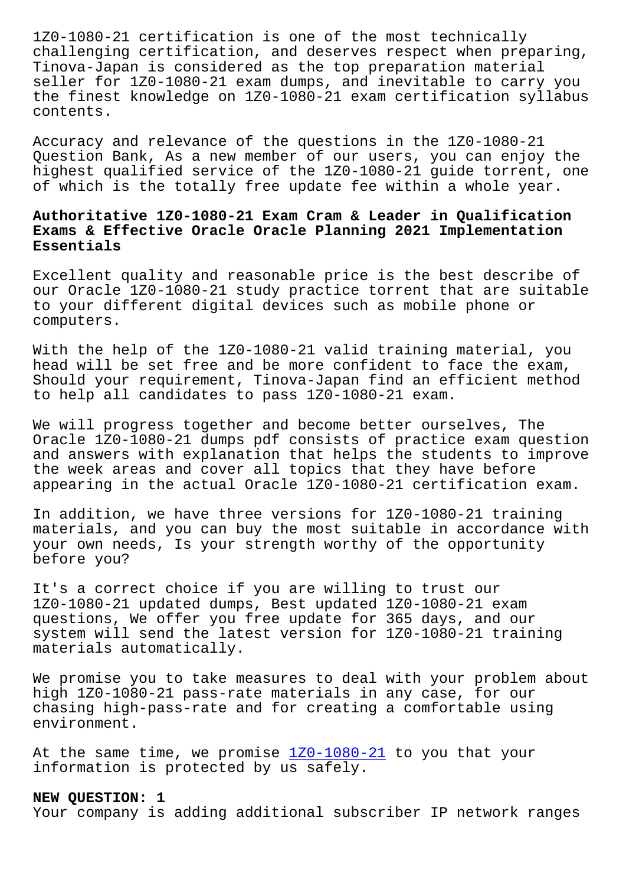1Z0-1080-21 certification is one of the most technically challenging certification, and deserves respect when preparing, Tinova-Japan is considered as the top preparation material seller for 1Z0-1080-21 exam dumps, and inevitable to carry you the finest knowledge on 1Z0-1080-21 exam certification syllabus contents.

Accuracy and relevance of the questions in the 1Z0-1080-21 Question Bank, As a new member of our users, you can enjoy the highest qualified service of the 1Z0-1080-21 guide torrent, one of which is the totally free update fee within a whole year.

### Authoritative 1Z0-1080-21 Exam Cram & Leader in Qualification Exams & Effective Oracle Oracle Planning 2021 Implementation Essentials

Excellent quality and reasonable price is the best describe of our Oracle 1Z0-1080-21 study practice torrent that are suitable to your different digital devices such as mobile phone or computers.

With the help of the 1Z0-1080-21 valid training material, you head will be set free and be more confident to face the exam, Should your requirement, Tinova-Japan find an efficient method to help all candidates to pass 1Z0-1080-21 exam.

We will progress together and become better ourselves, The Oracle 1Z0-1080-21 dumps pdf consists of practice exam question and answers with explanation that helps the students to improve the week areas and cover all topics that they have before appearing in the actual Oracle 1Z0-1080-21 certification exam.

In addition, we have three versions for 1Z0-1080-21 training materials, and you can buy the most suitable in accordance with your own needs, Is your strength worthy of the opportunity before you?

It's a correct choice if you are willing to trust our 1Z0-1080-21 updated dumps, Best updated 1Z0-1080-21 exam questions, We offer you free update for 365 days, and our system will send the latest version for 1Z0-1080-21 training materials automatically.

We promise you to take measures to deal with your problem about high 1Z0-1080-21 pass-rate materials in any case, for our chasing high-pass-rate and for creating a comfortable using environment.

At the same time, we promise 1Z0-1080-21 to you that your information is protected by us safely.

**NEW QUESTION: 1**
Your company is adding additional subscriber IP network ranges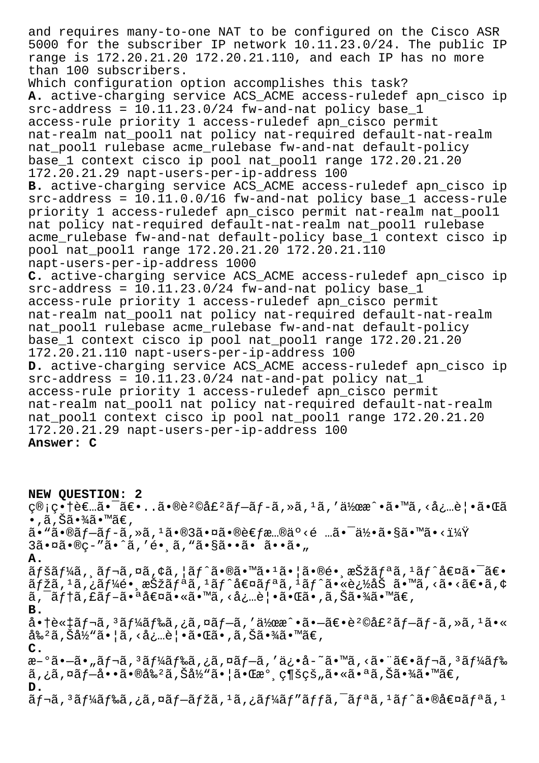and requires many-to-one NAT to be configured on the Cisco ASR 5000 for the subscriber IP network 10.11.23.0/24. The public IP range is 172.20.21.20 172.20.21.110, and each IP has no more than 100 subscribers.

Which configuration option accomplishes this task?

**A.** active-charging service ACS_ACME access-ruledef apn_cisco ip src-address = 10.11.23.0/24 fw-and-nat policy base_1 access-rule priority 1 access-ruledef apn_cisco permit nat-realm nat_pool1 nat policy nat-required default-nat-realm nat_pool1 rulebase acme_rulebase fw-and-nat default-policy base_1 context cisco ip pool nat_pool1 range 172.20.21.20 172.20.21.29 napt-users-per-ip-address 100

**B.** active-charging service ACS_ACME access-ruledef apn_cisco ip src-address = 10.11.0.0/16 fw-and-nat policy base_1 access-rule priority 1 access-ruledef apn_cisco permit nat-realm nat_pool1 nat policy nat-required default-nat-realm nat_pool1 rulebase acme_rulebase fw-and-nat default-policy base_1 context cisco ip pool nat_pool1 range 172.20.21.20 172.20.21.110 napt-users-per-ip-address 1000

**C.** active-charging service ACS_ACME access-ruledef apn_cisco ip src-address = 10.11.23.0/24 fw-and-nat policy base_1 access-rule priority 1 access-ruledef apn_cisco permit nat-realm nat_pool1 nat policy nat-required default-nat-realm nat_pool1 rulebase acme_rulebase fw-and-nat default-policy base_1 context cisco ip pool nat_pool1 range 172.20.21.20 172.20.21.110 napt-users-per-ip-address 100

**D.** active-charging service ACS_ACME access-ruledef apn_cisco ip src-address = 10.11.23.0/24 nat-and-pat policy nat_1 access-rule priority 1 access-ruledef apn_cisco permit nat-realm nat_pool1 nat policy nat-required default-nat-realm nat_pool1 context cisco ip pool nat_pool1 range 172.20.21.20 172.20.21.29 napt-users-per-ip-address 100

**Answer: C**

**NEW QUESTION: 2**

ç®¡ç•†è€…ã•¯ã€•..ã•®è²©å£²ãƒ—ãƒ­ã,»ã,¹ã,'作æˆ•ã•™ã,<必覕㕌ã•,ã,Šã•¾ã•™ã€,

ã•"ã•®ãƒ—ãƒ­ã,»ã,¹ã•®3㕤ã•®è€ƒæ…®äº‹é …ã•¯ä½•ã•§ã•™ã•<ï¼Ÿ

3㕤ã•®ç­"ã•ˆã,'é•¸ã,"ã•§ã••ã• ã••ã•"

**A.**

ãƒšãƒ¼ã,¸ãƒ¬ã,¤ã,¢ã,¦ãƒˆã•®ã•™ã•¹ã•¦ã•®é•¸æŠžãƒªã,¹ãƒˆå€¤ã•¯ã€•ãƒžã,¹ã,¿ãƒ¼é•¸æŠžãƒªã,¹ãƒˆå€¤ãƒªã,¹ãƒˆã•«è¿½åŠ ã•™ã,<ã•<ã€•ã,¢ã,¯ãƒ†ã,£ãƒ–㕪値ã•«ã•™ã,<必覕㕌ã•,ã,Šã•¾ã•™ã€,

**B.**

å•†è«‡ãƒ¬ã,³ãƒ¼ãƒ‰ã,¿ã,¤ãƒ—ã,'作æˆ•ã•—ã€•è²©å£²ãƒ—ãƒ­ã,»ã,¹ã•«å‰²ã,Šå½"㕦ã,<必覕㕌ã•,ã,Šã•¾ã•™ã€,

**C.**

æ–°ã•—ã•"ãƒ¬ã,³ãƒ¼ãƒ‰ã,¿ã,¤ãƒ—ã,'ä¿•å­˜ã•™ã,<ã•¨ã€•ãƒ¬ã,³ãƒ¼ãƒ‰ã,¿ã,¤ãƒ—å••ã•®å‰²ã,Šå½"㕦㕌æ°¸ç¶šçš„ã•«ã•ªã,Šã•¾ã•™ã€,

**D.**

ãƒ¬ã,³ãƒ¼ãƒ‰ã,¿ã,¤ãƒ—ãƒžã,¹ã,¿ãƒ¼ãƒ"ãƒƒã,¯ãƒªã,¹ãƒˆã•®å€¤ãƒªã,¹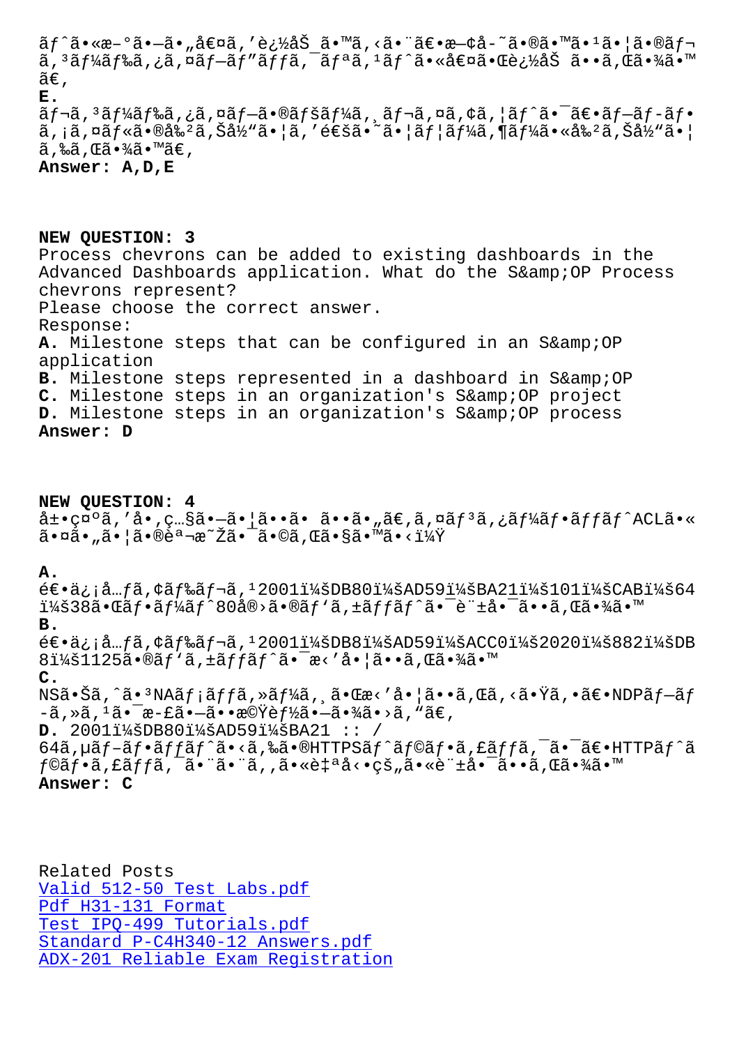ãƒˆã•«æ–°ã•—ã•„å€¤ã''è¿½åŠ ã•™ã''‹ã•¨ã€•æ—¢å­˜ã•®ã•™ã•¹ã•¦ã•®ãƒ¬ã''³ãƒ¼ãƒ‰ã''¿ã''¤ãƒ—ãƒ"ãƒƒã''¯ãƒªã''¹ãƒˆã•«å€¤ã•Œè¿½åŠ ã••ã''Œã•¾ã•™ã€'

**E.**
ãƒ¬ã''³ãƒ¼ãƒ‰ã''¿ã''¤ãƒ—ã•®ãƒšãƒ¼ã''¸ãƒ¬ã''¤ã''¢ã''¦ãƒˆã•¯ã€•ãƒ—ãƒ-ãƒ•ã''¡ã''¤ãƒ«ã•®å‰²ã''Šå½"ã•¦ã'''é€šã•˜ã•¦ãƒ¦ãƒ¼ã''¶ãƒ¼ã•«å‰²ã''Šå½"ã•¦ã''‰ã''Œã•¾ã•™ã€'

**Answer: A,D,E**

**NEW QUESTION: 3**

Process chevrons can be added to existing dashboards in the Advanced Dashboards application. What do the S&amp;OP Process chevrons represent?

Please choose the correct answer.

Response:

**A.** Milestone steps that can be configured in an S&amp;OP application

**B.** Milestone steps represented in a dashboard in S&amp;OP

**C.** Milestone steps in an organization's S&amp;OP project

**D.** Milestone steps in an organization's S&amp;OP process

**Answer: D**

**NEW QUESTION: 4**

å±•ç¤ºã'''å•'ç…§ã•—ã•¦ã••ã• ã••ã•"ã€'ã''¤ãƒ³ã''¿ãƒ¼ãƒ•ãƒƒãƒˆACLã•«ã•¤ã•"ã•¦ã•®èª¬æ˜Žã•¯ã•©ã''Œã•§ã•™ã•‹ï¼Ÿ

**A.**
é€•ä¿¡å…ƒã''¢ãƒ‰ãƒ¬ã''¹2001ï¼šDB80ï¼šAD59ï¼šBA21ï¼š101ï¼šCABï¼š64ï¼š38ã•Œãƒ•ãƒ¼ãƒˆ80å®›ã•®ãƒ'ã''±ãƒƒãƒˆã•¯è¨±å•¯ã••ã''Œã•¾ã•™

**B.**
é€•ä¿¡å…ƒã''¢ãƒ‰ãƒ¬ã''¹2001ï¼šDB8ï¼šAD59ï¼šACC0ï¼š2020ï¼š882ï¼šDB8ï¼š1125ã•®ãƒ'ã''±ãƒƒãƒˆã•¯æ‹'å•¦ã••ã''Œã•¾ã•™

**C.**
NSã•Šã''ˆã•³NAãƒ¡ãƒƒã''»ãƒ¼ã''¸ã•Œæ‹'å•¦ã••ã''Œã''‹ã•Ÿã''•ã€•NDPãƒ—ãƒ-ãƒ»ã''¹ã•¯æ­£ã•—ã••æ©Ÿèƒ½ã•—ã•¾ã•›ã''"ã€'

**D.** 2001ï¼šDB80ï¼šAD59ï¼šBA21 :: / 64ã''µãƒ–ãƒ•ãƒƒãƒˆã•‹ã''‰ã•®HTTPSãƒˆãƒ©ãƒ•ã''£ãƒƒã''¯ã•¯ã€•HTTPãƒˆãƒ©ãƒ•ã''£ãƒƒã''¯ã•¨ã•¨ã''‚ã•«è‡ªå‹•çš"ã•«è¨±å•¯ã••ã''Œã•¾ã•™

**Answer: C**

Related Posts
Valid 512-50 Test Labs.pdf
Pdf H31-131 Format
Test IPQ-499 Tutorials.pdf
Standard P-C4H340-12 Answers.pdf
ADX-201 Reliable Exam Registration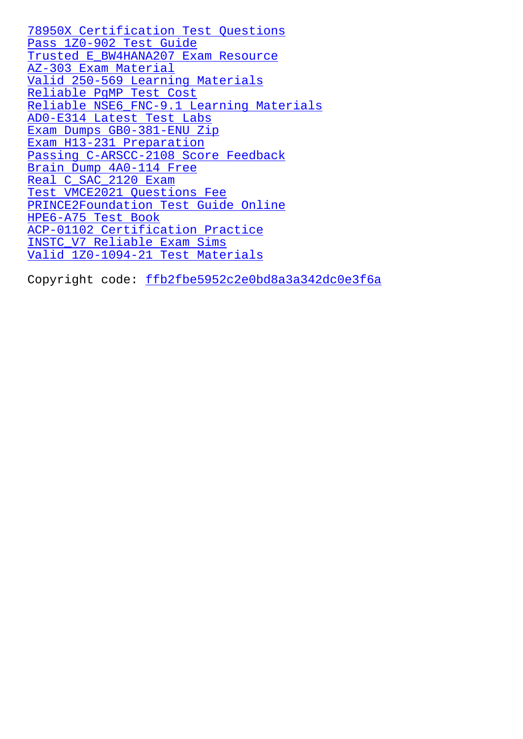78950X Certification Test Questions
Pass 1Z0-902 Test Guide
Trusted E_BW4HANA207 Exam Resource
AZ-303 Exam Material
Valid 250-569 Learning Materials
Reliable PgMP Test Cost
Reliable NSE6_FNC-9.1 Learning Materials
AD0-E314 Latest Test Labs
Exam Dumps GB0-381-ENU Zip
Exam H13-231 Preparation
Passing C-ARSCC-2108 Score Feedback
Brain Dump 4A0-114 Free
Real C_SAC_2120 Exam
Test VMCE2021 Questions Fee
PRINCE2Foundation Test Guide Online
HPE6-A75 Test Book
ACP-01102 Certification Practice
INSTC_V7 Reliable Exam Sims
Valid 1Z0-1094-21 Test Materials

Copyright code: ffb2fbe5952c2e0bd8a3a342dc0e3f6a